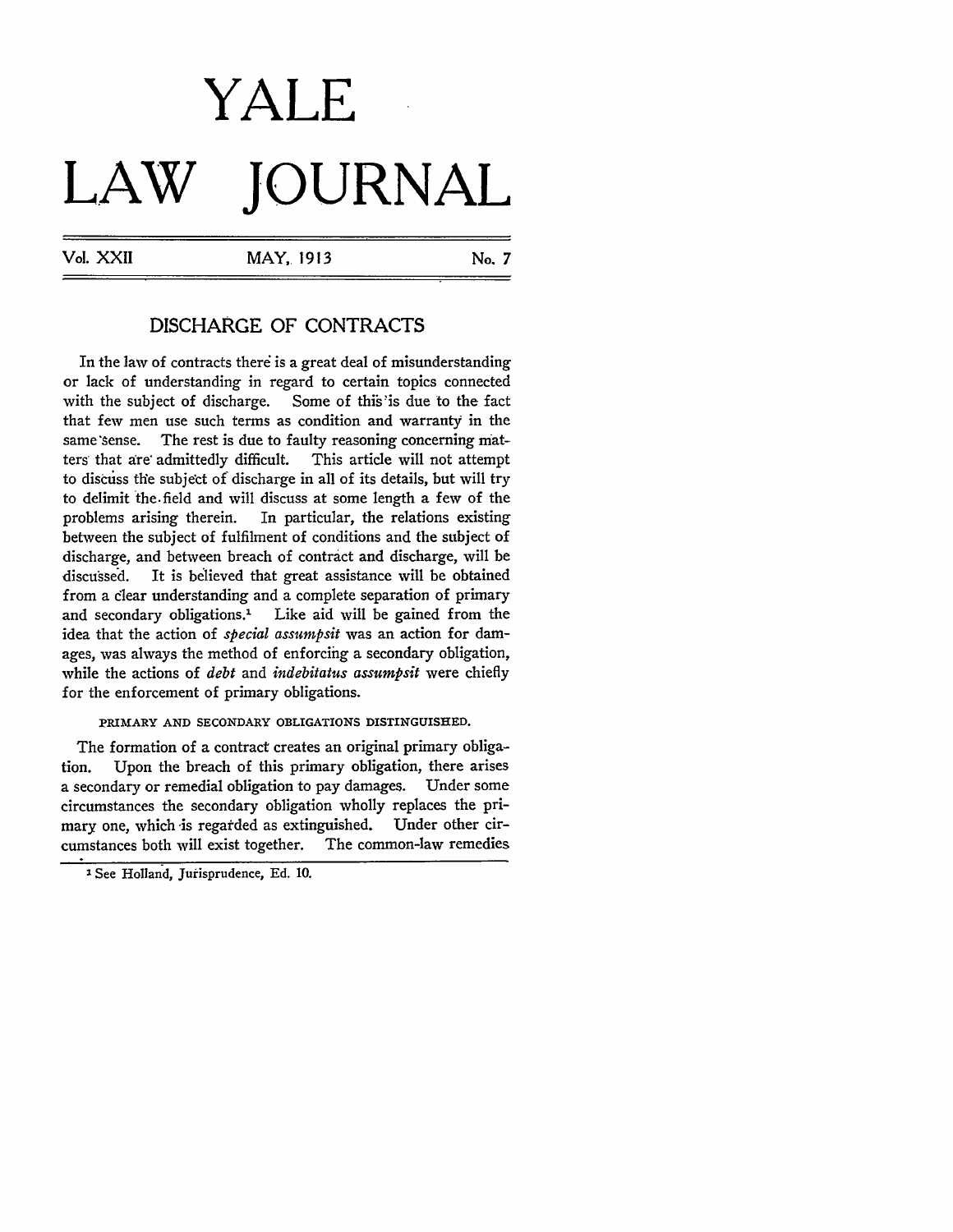# YALE LAW JOURNAL

Vol. XXII MAY, 1913 No. 7

## DISCHARGE OF CONTRACTS

In the law of contracts there is a great deal of misunderstanding or lack of understanding in regard to certain topics connected with the subject of discharge. Some of this is due to the fact that few men use such terms as condition and warranty in the same sense. The rest is due to faulty reasoning concerning matters that are admittedly difficult. This article will not attempt to discuss the subject of discharge in all of its details, but will try to delimit the field and will discuss at some length a few of the problems arising therein. In particular, the relations existing between the subject of fulfilment of conditions and the subject of discharge, and between breach of contract and discharge, will be discussed. It is believed that great assistance will be obtained from a clear understanding and a complete separation of primary and secondary obligations.[1] Like aid will be gained from the idea that the action of *special assumpsit* was an action for damages, was always the method of enforcing a secondary obligation, while the actions of *debt* and *indebitatus assumpsit* were chiefly for the enforcement of primary obligations.

### PRIMARY AND SECONDARY OBLIGATIONS DISTINGUISHED.

The formation of a contract creates an original primary obligation. Upon the breach of this primary obligation, there arises a secondary or remedial obligation to pay damages. Under some circumstances the secondary obligation wholly replaces the primary one, which is regarded as extinguished. Under other circumstances both will exist together. The common-law remedies

[1] See Holland, Jurisprudence, Ed. 10.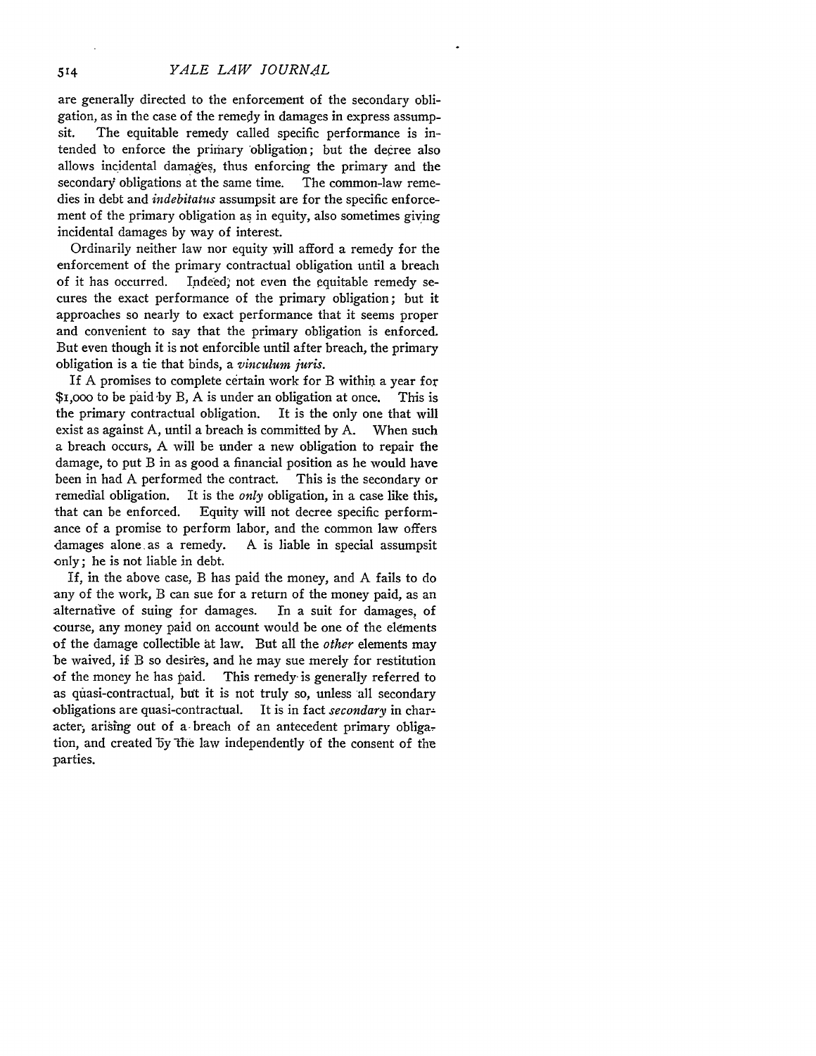are generally directed to the enforcement of the secondary obligation, as in the case of the remedy in damages in express assumpsit. The equitable remedy called specific performance is intended to enforce the primary obligation; but the decree also allows incidental damages, thus enforcing the primary and the secondary obligations at the same time. The common-law remedies in debt and *indebitatus* assumpsit are for the specific enforcement of the primary obligation as in equity, also sometimes giving incidental damages by way of interest.

Ordinarily neither law nor equity will afford a remedy for the enforcement of the primary contractual obligation until a breach of it has occurred. Indeed, not even the equitable remedy secures the exact performance of the primary obligation; but it approaches so nearly to exact performance that it seems proper and convenient to say that the primary obligation is enforced. But even though it is not enforcible until after breach, the primary obligation is a tie that binds, a *vinculum juris*.

If A promises to complete certain work for B within a year for $1,000 to be paid by B, A is under an obligation at once. This is the primary contractual obligation. It is the only one that will exist as against A, until a breach is committed by A. When such a breach occurs, A will be under a new obligation to repair the damage, to put B in as good a financial position as he would have been in had A performed the contract. This is the secondary or remedial obligation. It is the *only* obligation, in a case like this, that can be enforced. Equity will not decree specific performance of a promise to perform labor, and the common law offers damages alone as a remedy. A is liable in special assumpsit only; he is not liable in debt.

If, in the above case, B has paid the money, and A fails to do any of the work, B can sue for a return of the money paid, as an alternative of suing for damages. In a suit for damages, of course, any money paid on account would be one of the elements of the damage collectible at law. But all the *other* elements may be waived, if B so desires, and he may sue merely for restitution of the money he has paid. This remedy is generally referred to as quasi-contractual, but it is not truly so, unless all secondary obligations are quasi-contractual. It is in fact *secondary* in character, arising out of a breach of an antecedent primary obligation, and created by the law independently of the consent of the parties.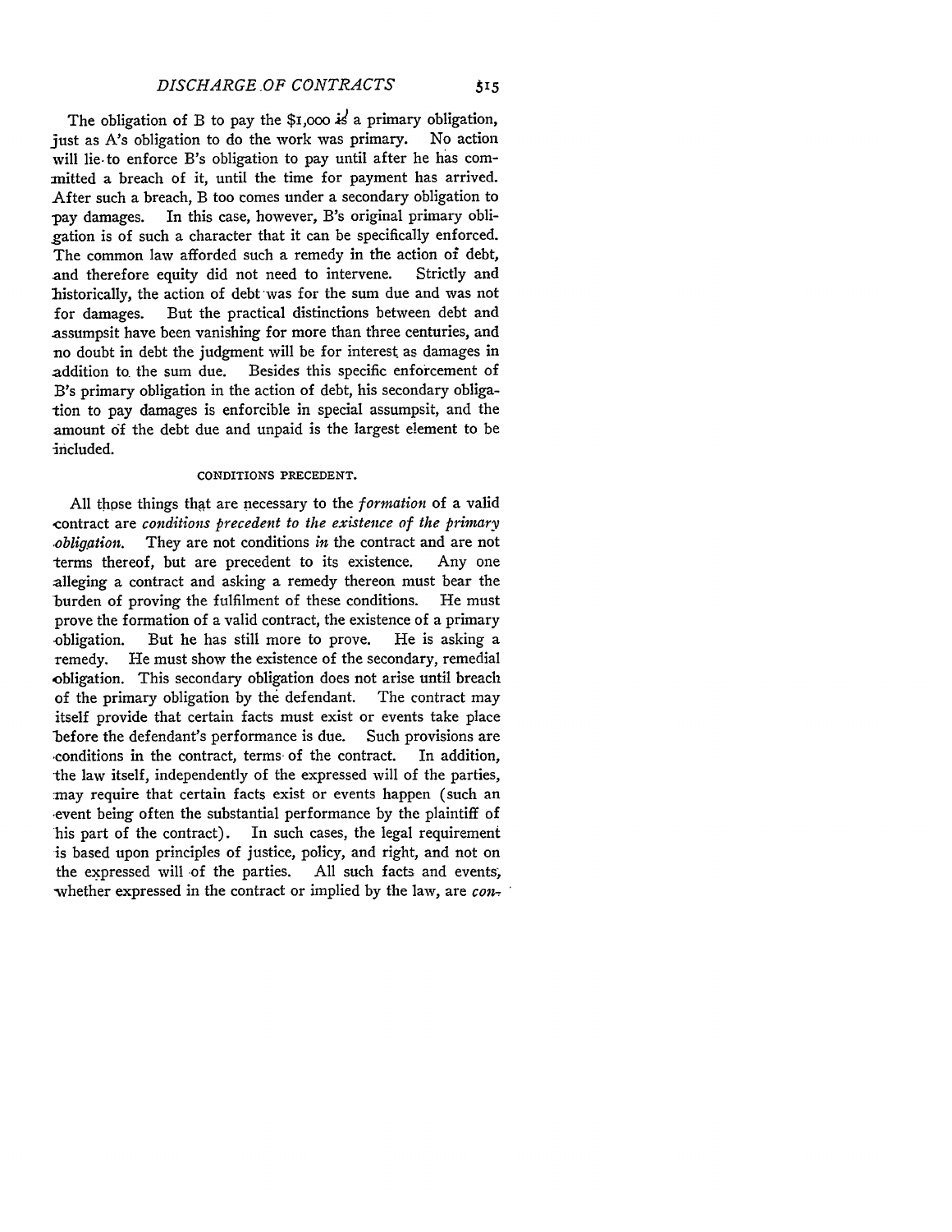The obligation of B to pay the $1,000 is a primary obligation, just as A's obligation to do the work was primary. No action will lie to enforce B's obligation to pay until after he has committed a breach of it, until the time for payment has arrived. After such a breach, B too comes under a secondary obligation to pay damages. In this case, however, B's original primary obligation is of such a character that it can be specifically enforced. The common law afforded such a remedy in the action of debt, and therefore equity did not need to intervene. Strictly and historically, the action of debt was for the sum due and was not for damages. But the practical distinctions between debt and assumpsit have been vanishing for more than three centuries, and no doubt in debt the judgment will be for interest as damages in addition to the sum due. Besides this specific enforcement of B's primary obligation in the action of debt, his secondary obligation to pay damages is enforcible in special assumpsit, and the amount of the debt due and unpaid is the largest element to be included.

### CONDITIONS PRECEDENT.

All those things that are necessary to the *formation* of a valid contract are *conditions precedent to the existence of the primary obligation.* They are not conditions *in* the contract and are not terms thereof, but are precedent to its existence. Any one alleging a contract and asking a remedy thereon must bear the burden of proving the fulfilment of these conditions. He must prove the formation of a valid contract, the existence of a primary obligation. But he has still more to prove. He is asking a remedy. He must show the existence of the secondary, remedial obligation. This secondary obligation does not arise until breach of the primary obligation by the defendant. The contract may itself provide that certain facts must exist or events take place before the defendant's performance is due. Such provisions are conditions in the contract, terms of the contract. In addition, the law itself, independently of the expressed will of the parties, may require that certain facts exist or events happen (such an event being often the substantial performance by the plaintiff of his part of the contract). In such cases, the legal requirement is based upon principles of justice, policy, and right, and not on the expressed will of the parties. All such facts and events, whether expressed in the contract or implied by the law, are *con-*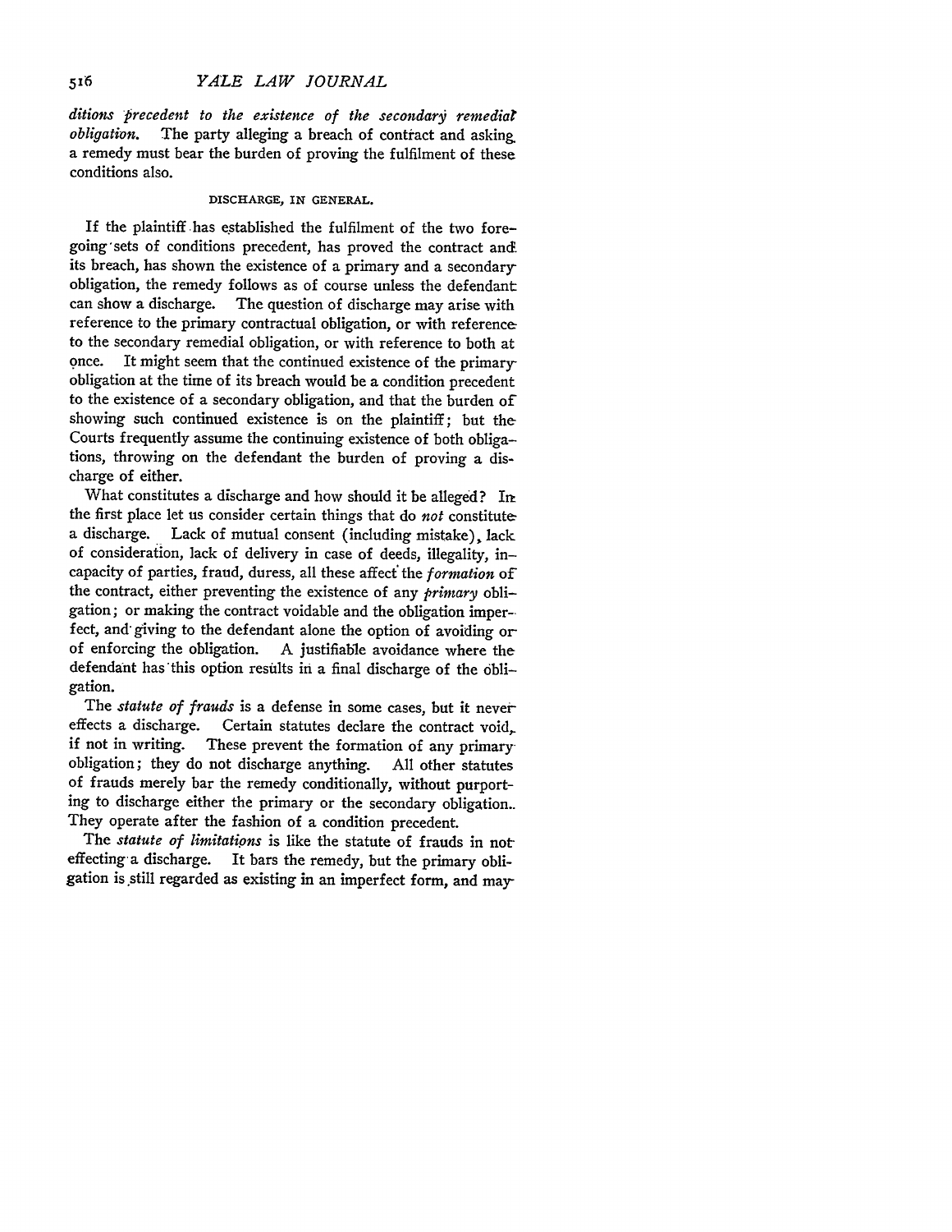*ditions precedent to the existence of the secondary remedial obligation.* The party alleging a breach of contract and asking a remedy must bear the burden of proving the fulfilment of these conditions also.

### DISCHARGE, IN GENERAL.

If the plaintiff has established the fulfilment of the two foregoing sets of conditions precedent, has proved the contract and its breach, has shown the existence of a primary and a secondary obligation, the remedy follows as of course unless the defendant can show a discharge. The question of discharge may arise with reference to the primary contractual obligation, or with reference to the secondary remedial obligation, or with reference to both at once. It might seem that the continued existence of the primary obligation at the time of its breach would be a condition precedent to the existence of a secondary obligation, and that the burden of showing such continued existence is on the plaintiff; but the Courts frequently assume the continuing existence of both obligations, throwing on the defendant the burden of proving a discharge of either.

What constitutes a discharge and how should it be alleged? In the first place let us consider certain things that do *not* constitute a discharge. Lack of mutual consent (including mistake), lack of consideration, lack of delivery in case of deeds, illegality, incapacity of parties, fraud, duress, all these affect the *formation* of the contract, either preventing the existence of any *primary* obligation; or making the contract voidable and the obligation imperfect, and giving to the defendant alone the option of avoiding or of enforcing the obligation. A justifiable avoidance where the defendant has this option results in a final discharge of the obligation.

The *statute of frauds* is a defense in some cases, but it never effects a discharge. Certain statutes declare the contract void, if not in writing. These prevent the formation of any primary obligation; they do not discharge anything. All other statutes of frauds merely bar the remedy conditionally, without purporting to discharge either the primary or the secondary obligation. They operate after the fashion of a condition precedent.

The *statute of limitations* is like the statute of frauds in not effecting a discharge. It bars the remedy, but the primary obligation is still regarded as existing in an imperfect form, and may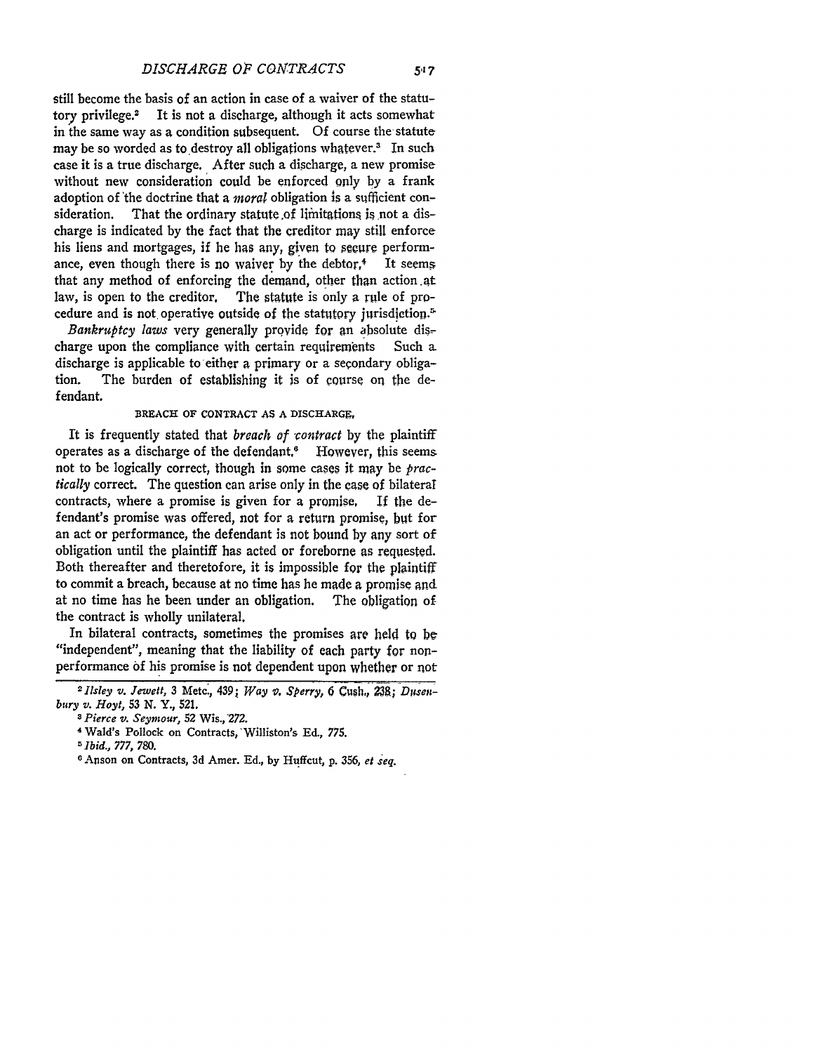still become the basis of an action in case of a waiver of the statutory privilege.[2] It is not a discharge, although it acts somewhat in the same way as a condition subsequent. Of course the statute may be so worded as to destroy all obligations whatever.[3] In such case it is a true discharge. After such a discharge, a new promise without new consideration could be enforced only by a frank adoption of the doctrine that a *moral* obligation is a sufficient consideration. That the ordinary statute of limitations is not a discharge is indicated by the fact that the creditor may still enforce his liens and mortgages, if he has any, given to secure performance, even though there is no waiver by the debtor.[4] It seems that any method of enforcing the demand, other than action at law, is open to the creditor. The statute is only a rule of procedure and is not operative outside of the statutory jurisdiction.[5]

*Bankruptcy laws* very generally provide for an absolute discharge upon the compliance with certain requirements Such a discharge is applicable to either a primary or a secondary obligation. The burden of establishing it is of course on the defendant.

### BREACH OF CONTRACT AS A DISCHARGE.

It is frequently stated that *breach of contract* by the plaintiff operates as a discharge of the defendant.[6] However, this seems not to be logically correct, though in some cases it may be *practically* correct. The question can arise only in the case of bilateral contracts, where a promise is given for a promise. If the defendant's promise was offered, not for a return promise, but for an act or performance, the defendant is not bound by any sort of obligation until the plaintiff has acted or foreborne as requested. Both thereafter and theretofore, it is impossible for the plaintiff to commit a breach, because at no time has he made a promise and at no time has he been under an obligation. The obligation of the contract is wholly unilateral.

In bilateral contracts, sometimes the promises are held to be "independent", meaning that the liability of each party for nonperformance of his promise is not dependent upon whether or not

---

[2] *Ilsley v. Jewett*, 3 Metc., 439; *Way v. Sperry*, 6 Cush., 238; *Dusenbury v. Hoyt*, 53 N. Y., 521.

[3] *Pierce v. Seymour*, 52 Wis., 272.

[4] Wald's Pollock on Contracts, Williston's Ed., 775.

[5] *Ibid.*, 777, 780.

[6] Anson on Contracts, 3d Amer. Ed., by Huffcut, p. 356, *et seq.*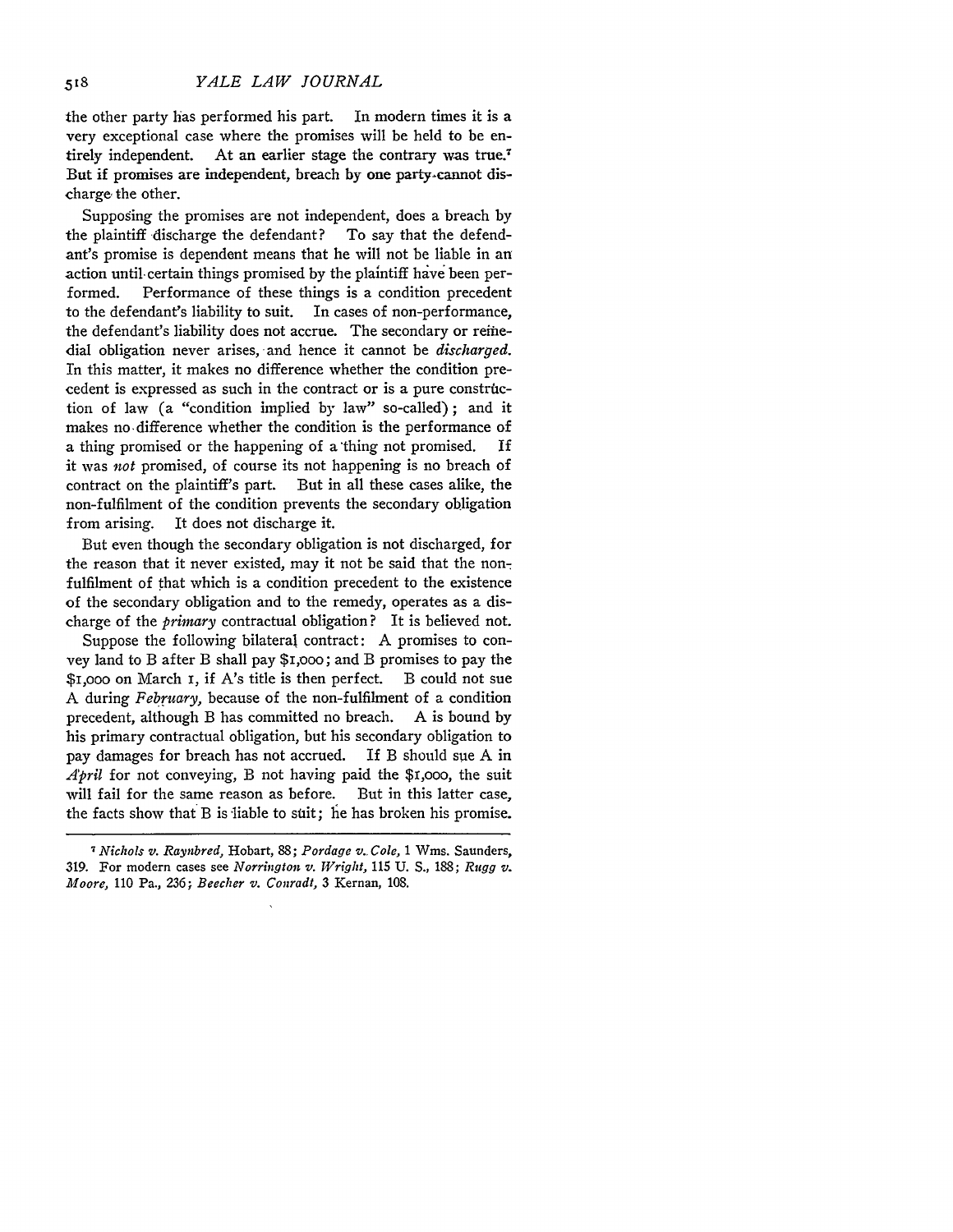the other party has performed his part. In modern times it is a very exceptional case where the promises will be held to be entirely independent. At an earlier stage the contrary was true.[7] But if promises are independent, breach by one party cannot discharge the other.

Supposing the promises are not independent, does a breach by the plaintiff discharge the defendant? To say that the defendant's promise is dependent means that he will not be liable in an action until certain things promised by the plaintiff have been performed. Performance of these things is a condition precedent to the defendant's liability to suit. In cases of non-performance, the defendant's liability does not accrue. The secondary or remedial obligation never arises, and hence it cannot be *discharged*. In this matter, it makes no difference whether the condition precedent is expressed as such in the contract or is a pure construction of law (a "condition implied by law" so-called); and it makes no difference whether the condition is the performance of a thing promised or the happening of a thing not promised. If it was *not* promised, of course its not happening is no breach of contract on the plaintiff's part. But in all these cases alike, the non-fulfilment of the condition prevents the secondary obligation from arising. It does not discharge it.

But even though the secondary obligation is not discharged, for the reason that it never existed, may it not be said that the non-fulfilment of that which is a condition precedent to the existence of the secondary obligation and to the remedy, operates as a discharge of the *primary* contractual obligation? It is believed not.

Suppose the following bilateral contract: A promises to convey land to B after B shall pay $1,000; and B promises to pay the $1,000 on March 1, if A's title is then perfect. B could not sue A during *February*, because of the non-fulfilment of a condition precedent, although B has committed no breach. A is bound by his primary contractual obligation, but his secondary obligation to pay damages for breach has not accrued. If B should sue A in *April* for not conveying, B not having paid the $1,000, the suit will fail for the same reason as before. But in this latter case, the facts show that B is liable to suit; he has broken his promise.

---

[7] *Nichols v. Raynbred*, Hobart, 88; *Pordage v. Cole*, 1 Wms. Saunders, 319. For modern cases see *Norrington v. Wright*, 115 U. S., 188; *Rugg v. Moore*, 110 Pa., 236; *Beecher v. Conradt*, 3 Kernan, 108.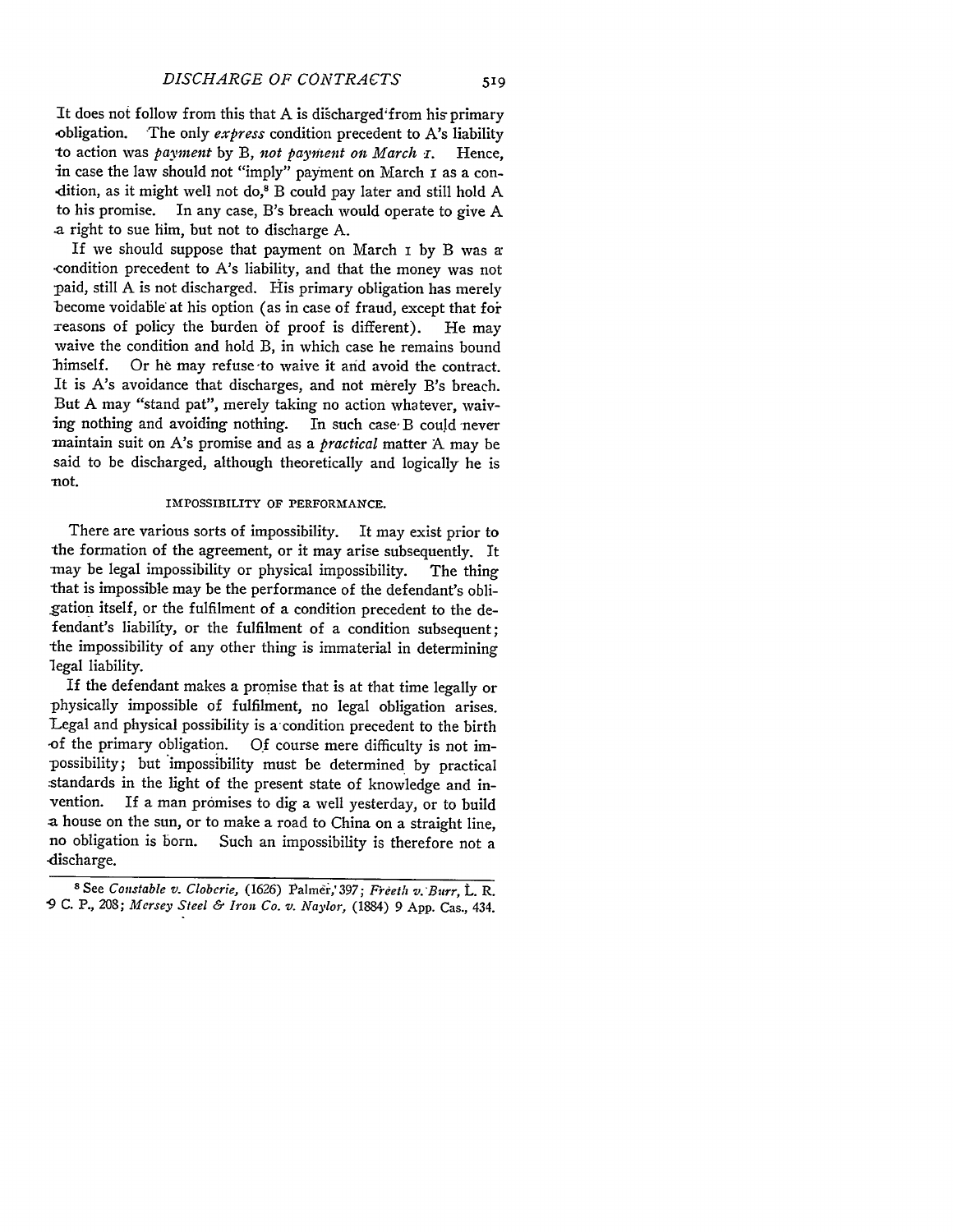It does not follow from this that A is discharged from his primary obligation. The only *express* condition precedent to A's liability to action was *payment* by B, *not payment on March 1*. Hence, in case the law should not "imply" payment on March 1 as a condition, as it might well not do,[8] B could pay later and still hold A to his promise. In any case, B's breach would operate to give A a right to sue him, but not to discharge A.

If we should suppose that payment on March 1 by B was a condition precedent to A's liability, and that the money was not paid, still A is not discharged. His primary obligation has merely become voidable at his option (as in case of fraud, except that for reasons of policy the burden of proof is different). He may waive the condition and hold B, in which case he remains bound himself. Or he may refuse to waive it and avoid the contract. It is A's avoidance that discharges, and not merely B's breach. But A may "stand pat", merely taking no action whatever, waiving nothing and avoiding nothing. In such case B could never maintain suit on A's promise and as a *practical* matter A may be said to be discharged, although theoretically and logically he is not.

## IMPOSSIBILITY OF PERFORMANCE.

There are various sorts of impossibility. It may exist prior to the formation of the agreement, or it may arise subsequently. It may be legal impossibility or physical impossibility. The thing that is impossible may be the performance of the defendant's obligation itself, or the fulfilment of a condition precedent to the defendant's liability, or the fulfilment of a condition subsequent; the impossibility of any other thing is immaterial in determining legal liability.

If the defendant makes a promise that is at that time legally or physically impossible of fulfilment, no legal obligation arises. Legal and physical possibility is a condition precedent to the birth of the primary obligation. Of course mere difficulty is not impossibility; but impossibility must be determined by practical standards in the light of the present state of knowledge and invention. If a man promises to dig a well yesterday, or to build a house on the sun, or to make a road to China on a straight line, no obligation is born. Such an impossibility is therefore not a discharge.

---

[8] See *Constable v. Cloberie,* (1626) Palmer, 397; *Freeth v. Burr,* L. R. 9 C. P., 208; *Mersey Steel & Iron Co. v. Naylor,* (1884) 9 App. Cas., 434.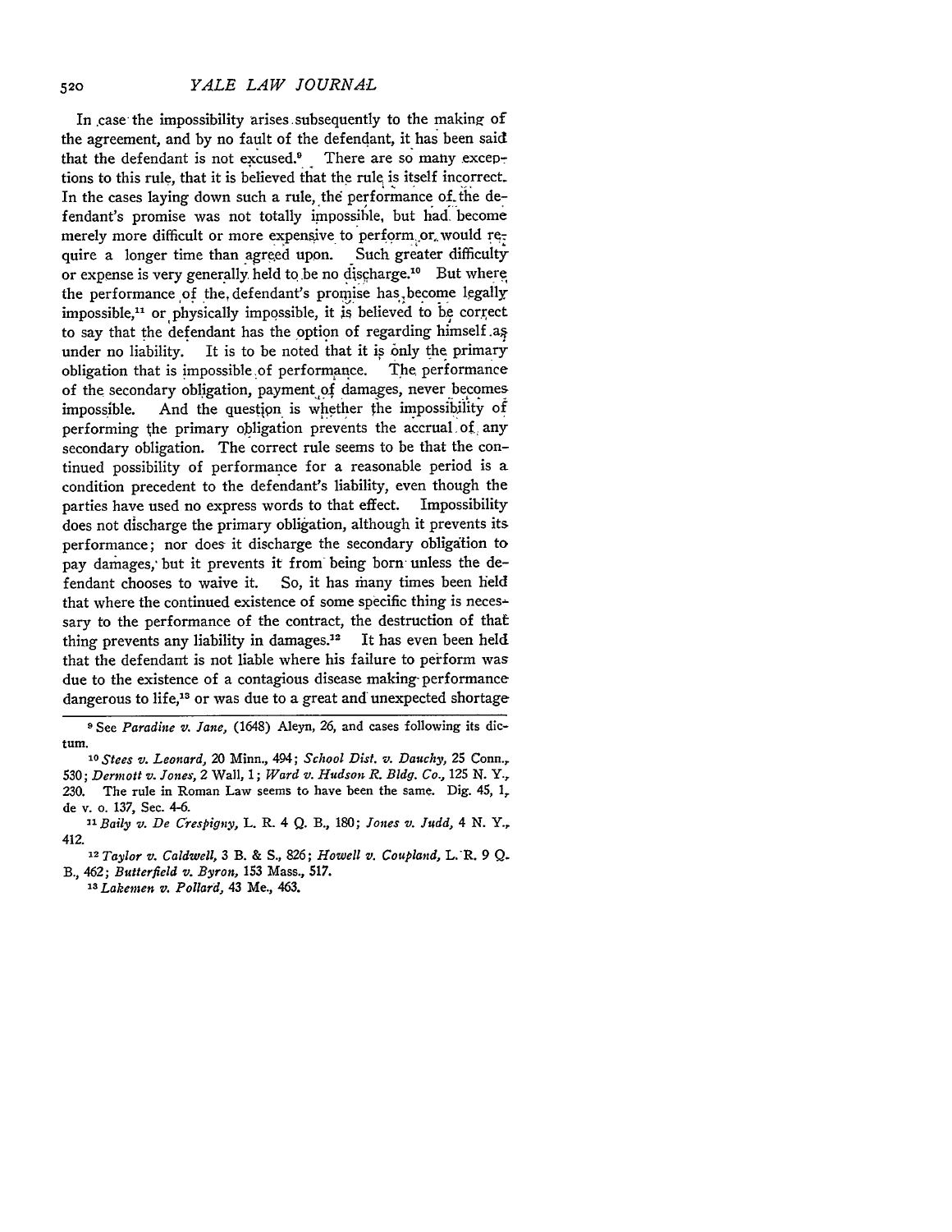In case the impossibility arises subsequently to the making of the agreement, and by no fault of the defendant, it has been said that the defendant is not excused.[9] There are so many exceptions to this rule, that it is believed that the rule is itself incorrect. In the cases laying down such a rule, the performance of the defendant's promise was not totally impossible, but had become merely more difficult or more expensive to perform or would require a longer time than agreed upon. Such greater difficulty or expense is very generally held to be no discharge.[10] But where the performance of the defendant's promise has become legally impossible,[11] or physically impossible, it is believed to be correct to say that the defendant has the option of regarding himself as under no liability. It is to be noted that it is only the primary obligation that is impossible of performance. The performance of the secondary obligation, payment of damages, never becomes impossible. And the question is whether the impossibility of performing the primary obligation prevents the accrual of any secondary obligation. The correct rule seems to be that the continued possibility of performance for a reasonable period is a condition precedent to the defendant's liability, even though the parties have used no express words to that effect. Impossibility does not discharge the primary obligation, although it prevents its performance; nor does it discharge the secondary obligation to pay damages, but it prevents it from being born unless the defendant chooses to waive it. So, it has many times been held that where the continued existence of some specific thing is necessary to the performance of the contract, the destruction of that thing prevents any liability in damages.[12] It has even been held that the defendant is not liable where his failure to perform was due to the existence of a contagious disease making performance dangerous to life,[13] or was due to a great and unexpected shortage

---

[9] See *Paradine v. Jane*, (1648) Aleyn, 26, and cases following its dictum.

[10] *Stees v. Leonard*, 20 Minn., 494; *School Dist. v. Dauchy*, 25 Conn., 530; *Dermott v. Jones*, 2 Wall, 1; *Ward v. Hudson R. Bldg. Co.*, 125 N. Y., 230. The rule in Roman Law seems to have been the same. Dig. 45, 1, de v. o. 137, Sec. 4-6.

[11] *Baily v. De Crespigny*, L. R. 4 Q. B., 180; *Jones v. Judd*, 4 N. Y., 412.

[12] *Taylor v. Caldwell*, 3 B. & S., 826; *Howell v. Coupland*, L. R. 9 Q. B., 462; *Butterfield v. Byron*, 153 Mass., 517.

[13] *Lakemen v. Pollard*, 43 Me., 463.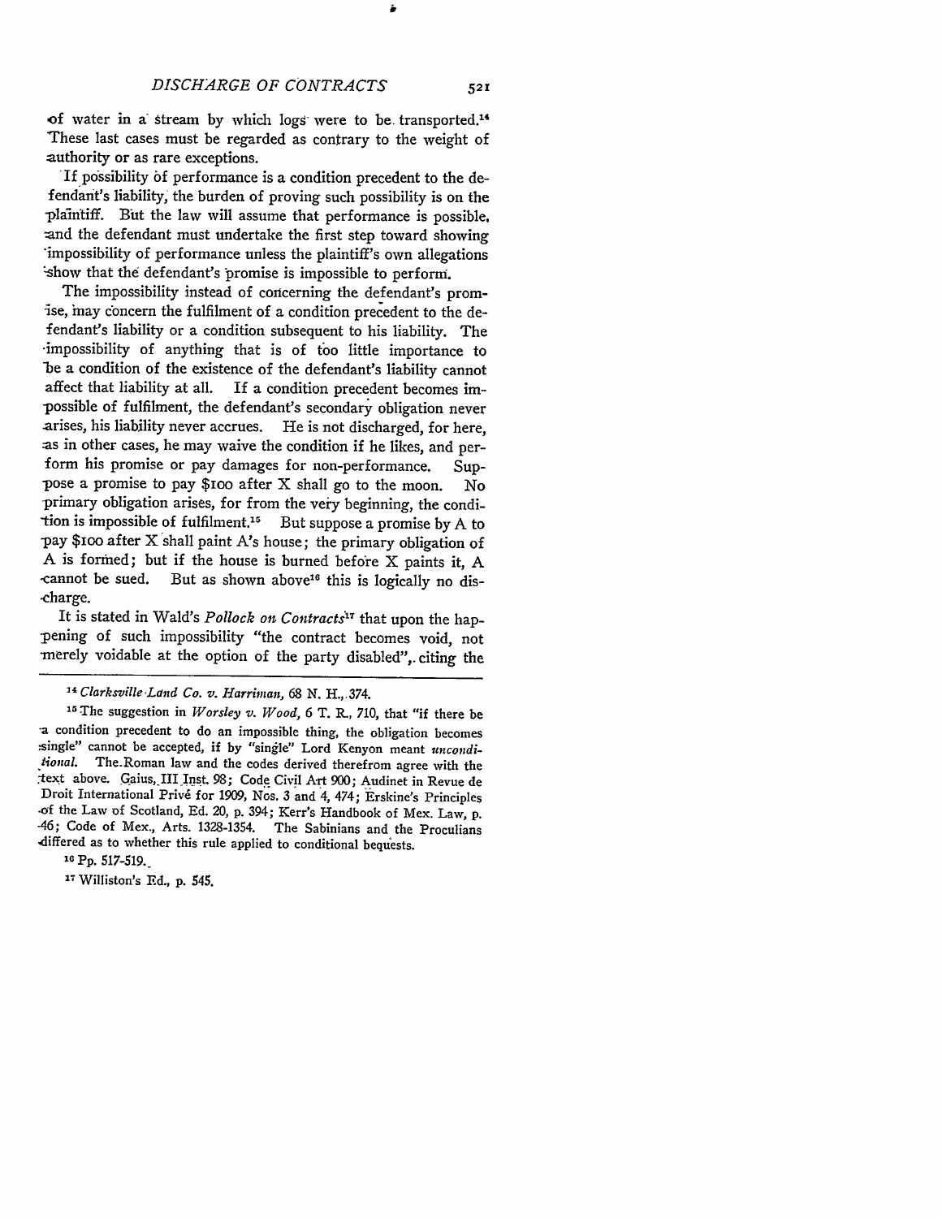of water in a stream by which logs were to be transported.[14] These last cases must be regarded as contrary to the weight of authority or as rare exceptions.

If possibility of performance is a condition precedent to the defendant's liability, the burden of proving such possibility is on the plaintiff. But the law will assume that performance is possible, and the defendant must undertake the first step toward showing impossibility of performance unless the plaintiff's own allegations show that the defendant's promise is impossible to perform.

The impossibility instead of concerning the defendant's promise, may concern the fulfilment of a condition precedent to the defendant's liability or a condition subsequent to his liability. The impossibility of anything that is of too little importance to be a condition of the existence of the defendant's liability cannot affect that liability at all. If a condition precedent becomes impossible of fulfilment, the defendant's secondary obligation never arises, his liability never accrues. He is not discharged, for here, as in other cases, he may waive the condition if he likes, and perform his promise or pay damages for non-performance. Suppose a promise to pay $100 after X shall go to the moon. No primary obligation arises, for from the very beginning, the condition is impossible of fulfilment.[15] But suppose a promise by A to pay $100 after X shall paint A's house; the primary obligation of A is formed; but if the house is burned before X paints it, A cannot be sued. But as shown above[16] this is logically no discharge.

It is stated in Wald's *Pollock on Contracts*[17] that upon the happening of such impossibility "the contract becomes void, not merely voidable at the option of the party disabled", citing the

---

[14] *Clarksville Land Co. v. Harriman*, 68 N. H., 374.

[15] The suggestion in *Worsley v. Wood*, 6 T. R., 710, that "if there be a condition precedent to do an impossible thing, the obligation becomes single" cannot be accepted, if by "single" Lord Kenyon meant *unconditional*. The Roman law and the codes derived therefrom agree with the text above. Gaius, III Inst. 98; Code Civil Art 900; Audinet in Revue de Droit International Privé for 1909, Nos. 3 and 4, 474; Erskine's Principles of the Law of Scotland, Ed. 20, p. 394; Kerr's Handbook of Mex. Law, p. 46; Code of Mex., Arts. 1328-1354. The Sabinians and the Proculians differed as to whether this rule applied to conditional bequests.

[16] Pp. 517-519.

[17] Williston's Ed., p. 545.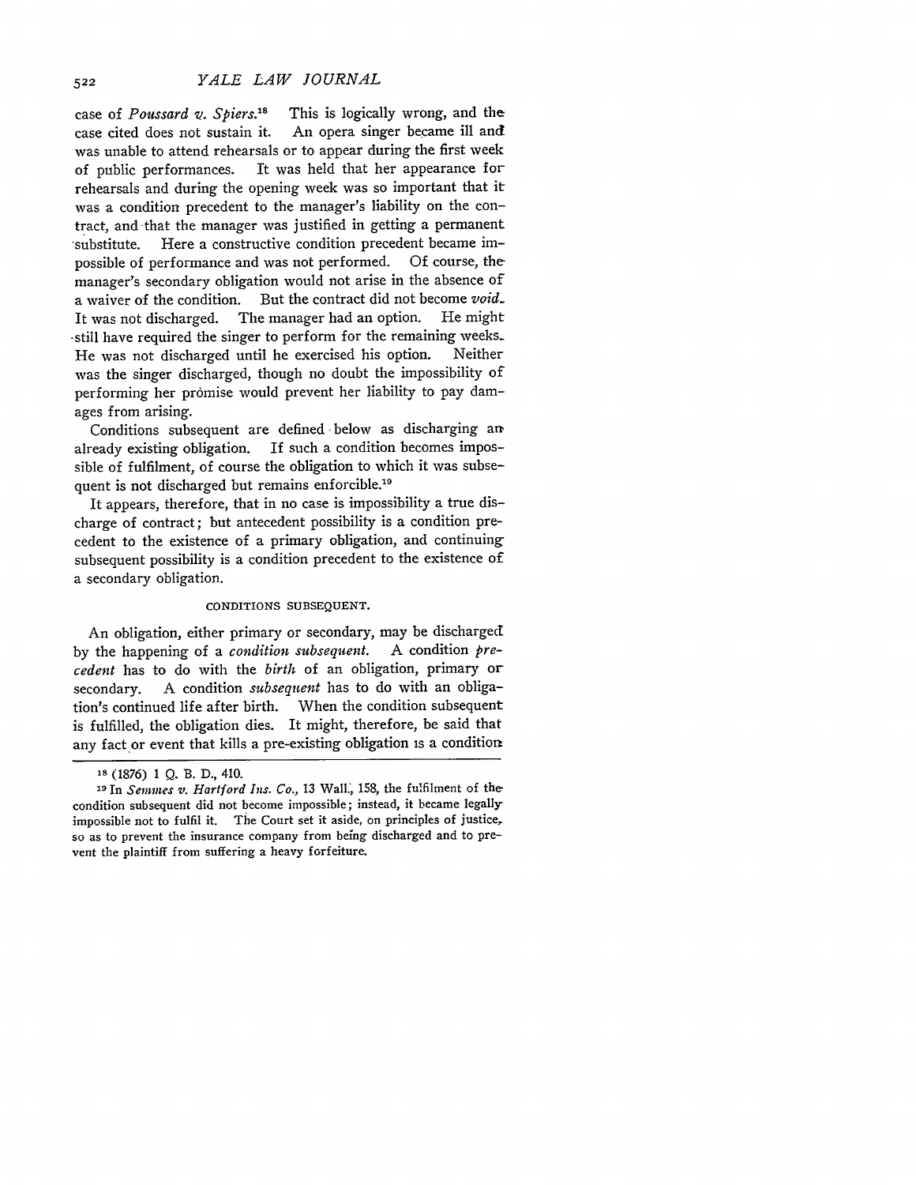case of *Poussard v. Spiers.*[18] This is logically wrong, and the case cited does not sustain it. An opera singer became ill and was unable to attend rehearsals or to appear during the first week of public performances. It was held that her appearance for rehearsals and during the opening week was so important that it was a condition precedent to the manager's liability on the contract, and that the manager was justified in getting a permanent substitute. Here a constructive condition precedent became impossible of performance and was not performed. Of course, the manager's secondary obligation would not arise in the absence of a waiver of the condition. But the contract did not become *void*. It was not discharged. The manager had an option. He might still have required the singer to perform for the remaining weeks. He was not discharged until he exercised his option. Neither was the singer discharged, though no doubt the impossibility of performing her promise would prevent her liability to pay damages from arising.

Conditions subsequent are defined below as discharging an already existing obligation. If such a condition becomes impossible of fulfilment, of course the obligation to which it was subsequent is not discharged but remains enforcible.[19]

It appears, therefore, that in no case is impossibility a true discharge of contract; but antecedent possibility is a condition precedent to the existence of a primary obligation, and continuing subsequent possibility is a condition precedent to the existence of a secondary obligation.

### CONDITIONS SUBSEQUENT.

An obligation, either primary or secondary, may be discharged by the happening of a *condition subsequent*. A condition *precedent* has to do with the *birth* of an obligation, primary or secondary. A condition *subsequent* has to do with an obligation's continued life after birth. When the condition subsequent is fulfilled, the obligation dies. It might, therefore, be said that any fact or event that kills a pre-existing obligation is a condition

---

[18] (1876) 1 Q. B. D., 410.

[19] In *Semmes v. Hartford Ins. Co.*, 13 Wall., 158, the fulfilment of the condition subsequent did not become impossible; instead, it became legally impossible not to fulfil it. The Court set it aside, on principles of justice, so as to prevent the insurance company from being discharged and to prevent the plaintiff from suffering a heavy forfeiture.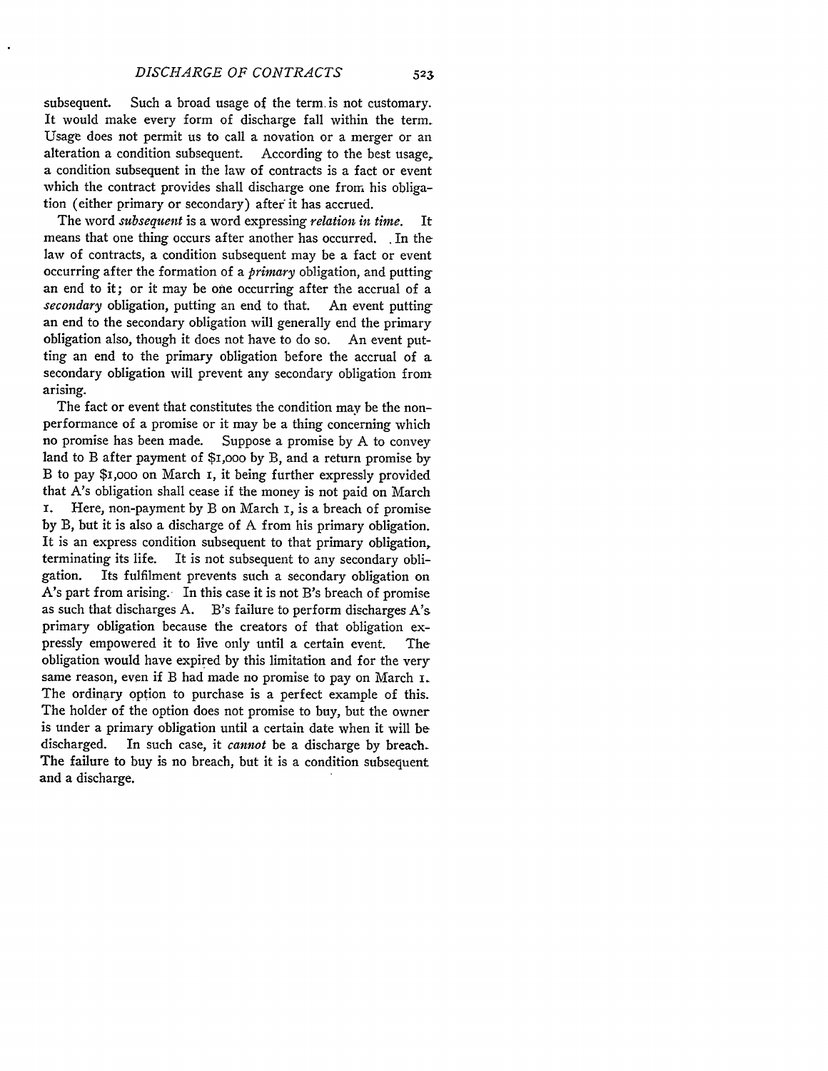subsequent. Such a broad usage of the term is not customary. It would make every form of discharge fall within the term. Usage does not permit us to call a novation or a merger or an alteration a condition subsequent. According to the best usage, a condition subsequent in the law of contracts is a fact or event which the contract provides shall discharge one from his obligation (either primary or secondary) after it has accrued.

The word *subsequent* is a word expressing *relation in time*. It means that one thing occurs after another has occurred. In the law of contracts, a condition subsequent may be a fact or event occurring after the formation of a *primary* obligation, and putting an end to it; or it may be one occurring after the accrual of a *secondary* obligation, putting an end to that. An event putting an end to the secondary obligation will generally end the primary obligation also, though it does not have to do so. An event putting an end to the primary obligation before the accrual of a secondary obligation will prevent any secondary obligation from arising.

The fact or event that constitutes the condition may be the non-performance of a promise or it may be a thing concerning which no promise has been made. Suppose a promise by A to convey land to B after payment of $1,000 by B, and a return promise by B to pay $1,000 on March 1, it being further expressly provided that A's obligation shall cease if the money is not paid on March 1. Here, non-payment by B on March 1, is a breach of promise by B, but it is also a discharge of A from his primary obligation. It is an express condition subsequent to that primary obligation, terminating its life. It is not subsequent to any secondary obligation. Its fulfilment prevents such a secondary obligation on A's part from arising. In this case it is not B's breach of promise as such that discharges A. B's failure to perform discharges A's primary obligation because the creators of that obligation expressly empowered it to live only until a certain event. The obligation would have expired by this limitation and for the very same reason, even if B had made no promise to pay on March 1. The ordinary option to purchase is a perfect example of this. The holder of the option does not promise to buy, but the owner is under a primary obligation until a certain date when it will be discharged. In such case, it *cannot* be a discharge by breach. The failure to buy is no breach, but it is a condition subsequent and a discharge.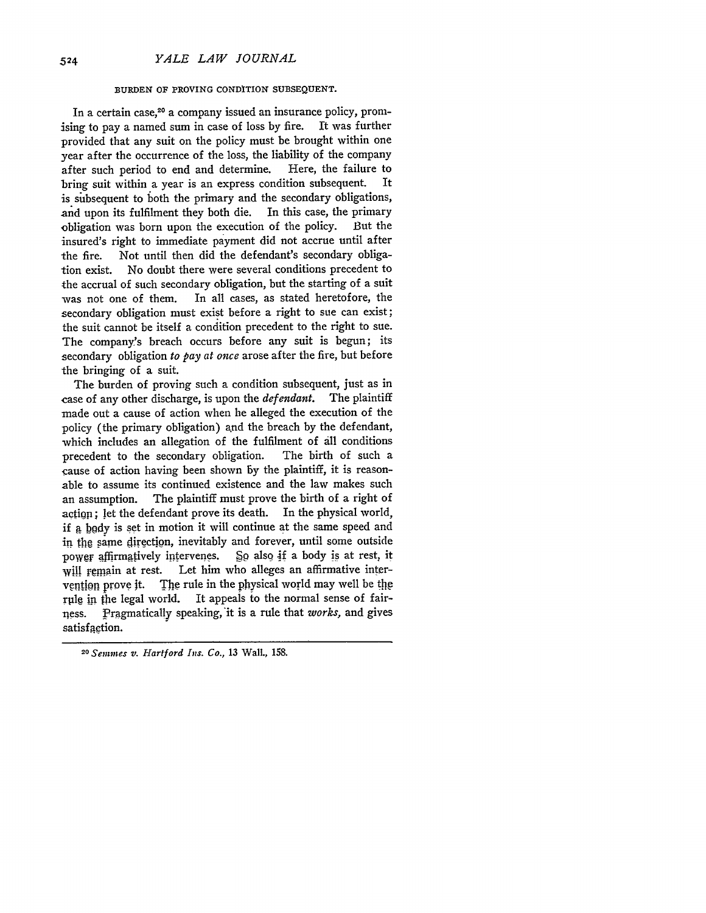### BURDEN OF PROVING CONDITION SUBSEQUENT.

In a certain case,[20] a company issued an insurance policy, promising to pay a named sum in case of loss by fire. It was further provided that any suit on the policy must be brought within one year after the occurrence of the loss, the liability of the company after such period to end and determine. Here, the failure to bring suit within a year is an express condition subsequent. It is subsequent to both the primary and the secondary obligations, and upon its fulfilment they both die. In this case, the primary obligation was born upon the execution of the policy. But the insured's right to immediate payment did not accrue until after the fire. Not until then did the defendant's secondary obligation exist. No doubt there were several conditions precedent to the accrual of such secondary obligation, but the starting of a suit was not one of them. In all cases, as stated heretofore, the secondary obligation must exist before a right to sue can exist; the suit cannot be itself a condition precedent to the right to sue. The company's breach occurs before any suit is begun; its secondary obligation *to pay at once* arose after the fire, but before the bringing of a suit.

The burden of proving such a condition subsequent, just as in case of any other discharge, is upon the *defendant*. The plaintiff made out a cause of action when he alleged the execution of the policy (the primary obligation) and the breach by the defendant, which includes an allegation of the fulfilment of all conditions precedent to the secondary obligation. The birth of such a cause of action having been shown by the plaintiff, it is reasonable to assume its continued existence and the law makes such an assumption. The plaintiff must prove the birth of a right of action; let the defendant prove its death. In the physical world, if a body is set in motion it will continue at the same speed and in the same direction, inevitably and forever, until some outside power affirmatively intervenes. So also if a body is at rest, it will remain at rest. Let him who alleges an affirmative intervention prove it. The rule in the physical world may well be the rule in the legal world. It appeals to the normal sense of fairness. Pragmatically speaking, it is a rule that *works*, and gives satisfaction.

---

[20] *Semmes v. Hartford Ins. Co.*, 13 Wall., 158.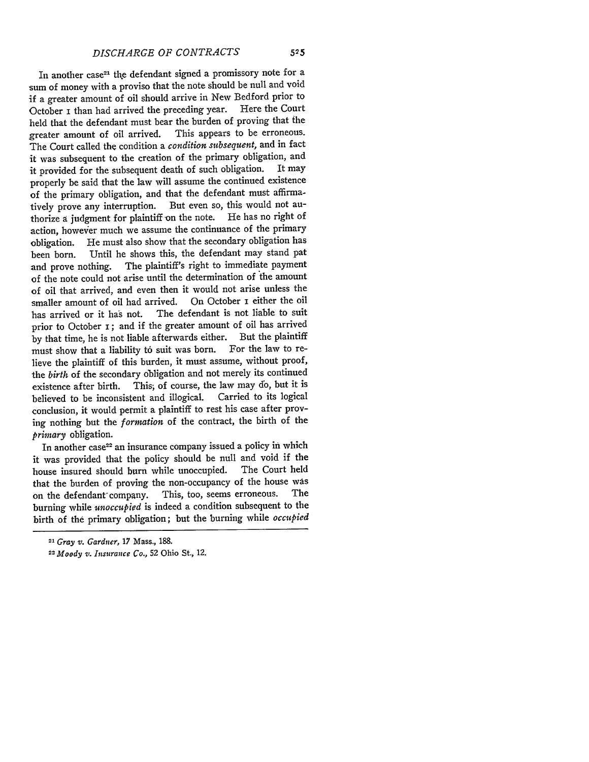In another case[21] the defendant signed a promissory note for a sum of money with a proviso that the note should be null and void if a greater amount of oil should arrive in New Bedford prior to October 1 than had arrived the preceding year. Here the Court held that the defendant must bear the burden of proving that the greater amount of oil arrived. This appears to be erroneous. The Court called the condition a *condition subsequent*, and in fact it was subsequent to the creation of the primary obligation, and it provided for the subsequent death of such obligation. It may properly be said that the law will assume the continued existence of the primary obligation, and that the defendant must affirmatively prove any interruption. But even so, this would not authorize a judgment for plaintiff on the note. He has no right of action, however much we assume the continuance of the primary obligation. He must also show that the secondary obligation has been born. Until he shows this, the defendant may stand pat and prove nothing. The plaintiff's right to immediate payment of the note could not arise until the determination of the amount of oil that arrived, and even then it would not arise unless the smaller amount of oil had arrived. On October 1 either the oil has arrived or it has not. The defendant is not liable to suit prior to October 1; and if the greater amount of oil has arrived by that time, he is not liable afterwards either. But the plaintiff must show that a liability to suit was born. For the law to relieve the plaintiff of this burden, it must assume, without proof, the *birth* of the secondary obligation and not merely its continued existence after birth. This, of course, the law may do, but it is believed to be inconsistent and illogical. Carried to its logical conclusion, it would permit a plaintiff to rest his case after proving nothing but the *formation* of the contract, the birth of the *primary* obligation.

In another case[22] an insurance company issued a policy in which it was provided that the policy should be null and void if the house insured should burn while unoccupied. The Court held that the burden of proving the non-occupancy of the house was on the defendant company. This, too, seems erroneous. The burning while *unoccupied* is indeed a condition subsequent to the birth of the primary obligation; but the burning while *occupied*

---

[21] *Gray v. Gardner*, 17 Mass., 188.

[22] *Moody v. Insurance Co.*, 52 Ohio St., 12.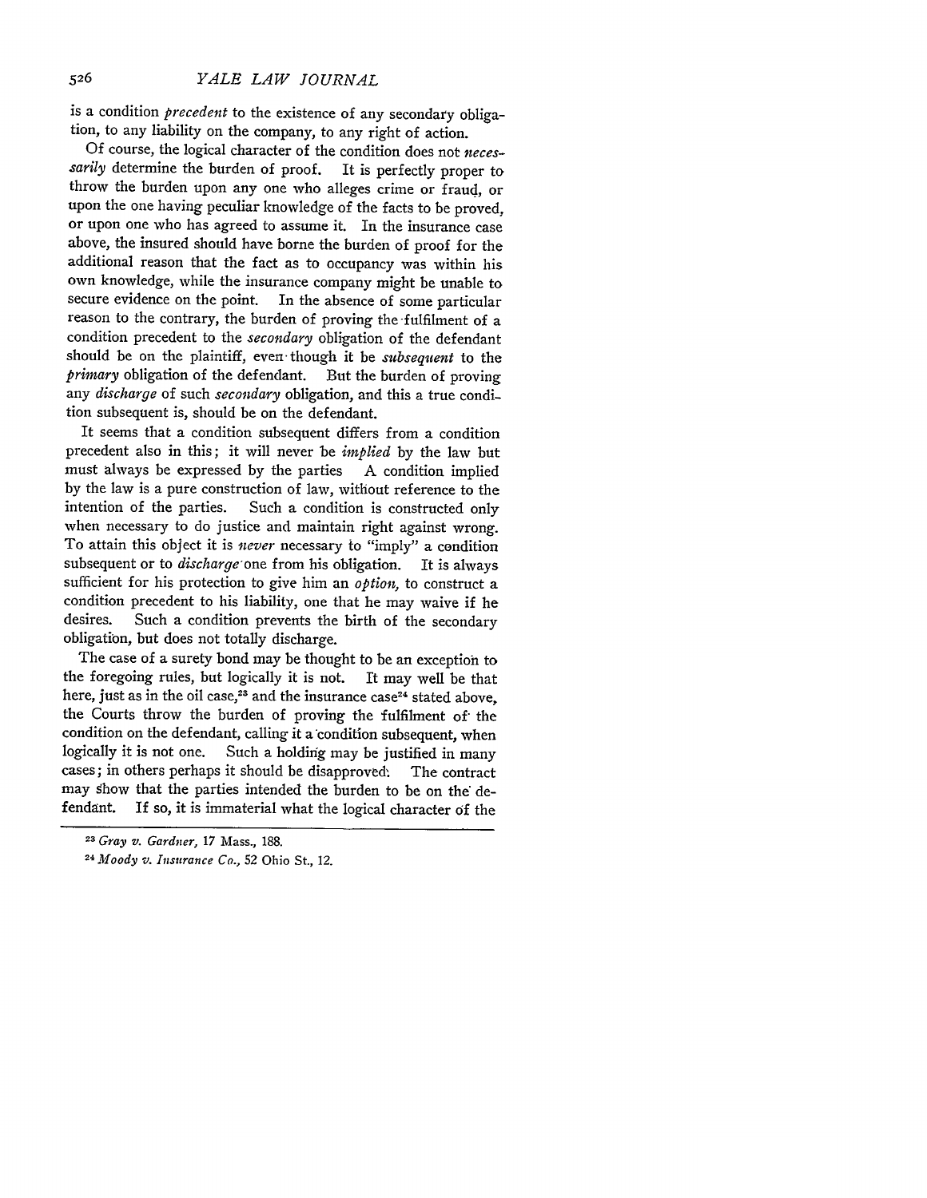is a condition *precedent* to the existence of any secondary obligation, to any liability on the company, to any right of action.

Of course, the logical character of the condition does not *necessarily* determine the burden of proof. It is perfectly proper to throw the burden upon any one who alleges crime or fraud, or upon the one having peculiar knowledge of the facts to be proved, or upon one who has agreed to assume it. In the insurance case above, the insured should have borne the burden of proof for the additional reason that the fact as to occupancy was within his own knowledge, while the insurance company might be unable to secure evidence on the point. In the absence of some particular reason to the contrary, the burden of proving the fulfilment of a condition precedent to the *secondary* obligation of the defendant should be on the plaintiff, even though it be *subsequent* to the *primary* obligation of the defendant. But the burden of proving any *discharge* of such *secondary* obligation, and this a true condition subsequent is, should be on the defendant.

It seems that a condition subsequent differs from a condition precedent also in this; it will never be *implied* by the law but must always be expressed by the parties A condition implied by the law is a pure construction of law, without reference to the intention of the parties. Such a condition is constructed only when necessary to do justice and maintain right against wrong. To attain this object it is *never* necessary to "imply" a condition subsequent or to *discharge* one from his obligation. It is always sufficient for his protection to give him an *option*, to construct a condition precedent to his liability, one that he may waive if he desires. Such a condition prevents the birth of the secondary obligation, but does not totally discharge.

The case of a surety bond may be thought to be an exception to the foregoing rules, but logically it is not. It may well be that here, just as in the oil case,[23] and the insurance case[24] stated above, the Courts throw the burden of proving the fulfilment of the condition on the defendant, calling it a condition subsequent, when logically it is not one. Such a holding may be justified in many cases; in others perhaps it should be disapproved. The contract may show that the parties intended the burden to be on the defendant. If so, it is immaterial what the logical character of the

[23] *Gray v. Gardner*, 17 Mass., 188.

[24] *Moody v. Insurance Co.*, 52 Ohio St., 12.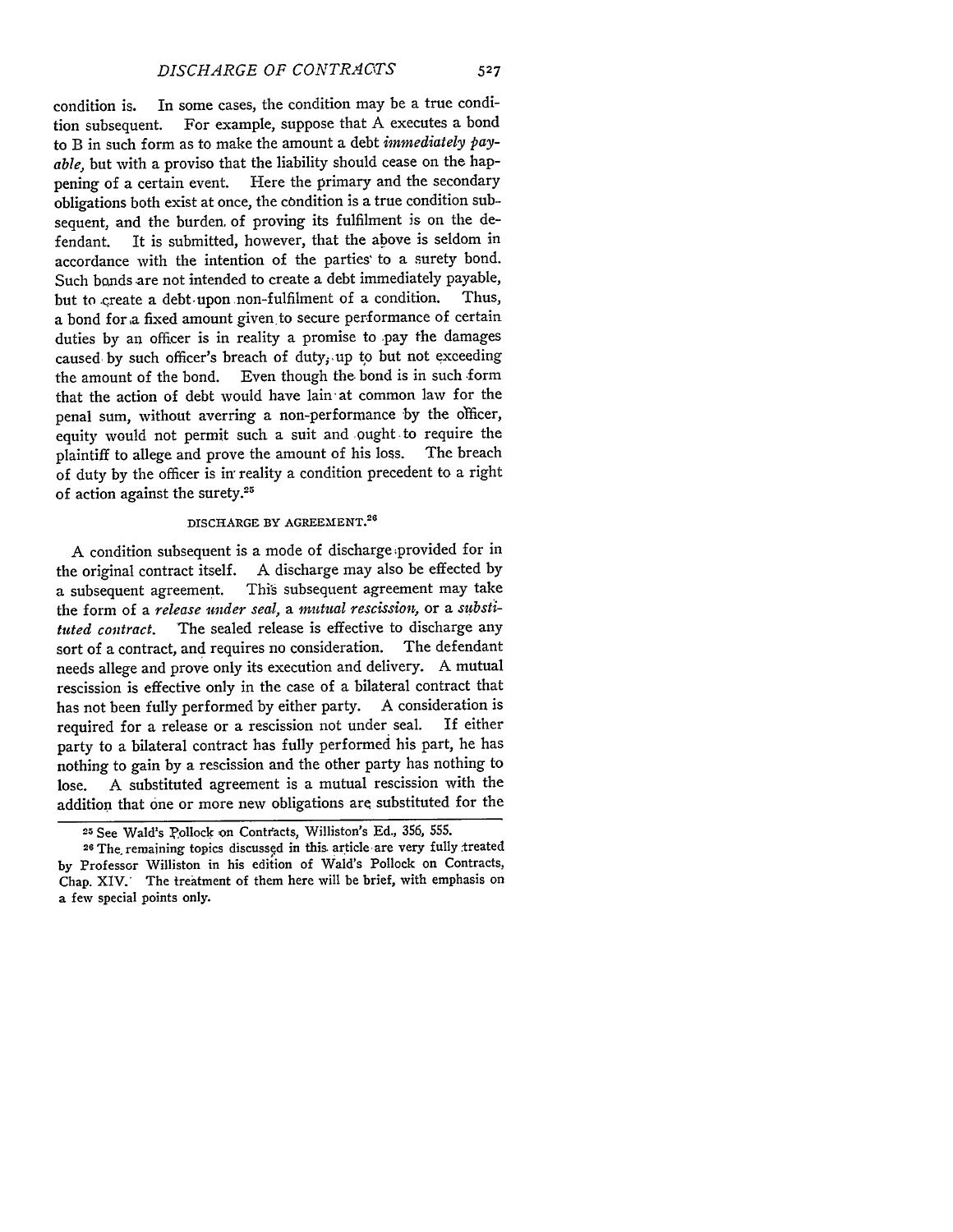condition is. In some cases, the condition may be a true condition subsequent. For example, suppose that A executes a bond to B in such form as to make the amount a debt *immediately payable*, but with a proviso that the liability should cease on the happening of a certain event. Here the primary and the secondary obligations both exist at once, the condition is a true condition subsequent, and the burden of proving its fulfilment is on the defendant. It is submitted, however, that the above is seldom in accordance with the intention of the parties to a surety bond. Such bonds are not intended to create a debt immediately payable, but to create a debt upon non-fulfilment of a condition. Thus, a bond for a fixed amount given to secure performance of certain duties by an officer is in reality a promise to pay the damages caused by such officer's breach of duty, up to but not exceeding the amount of the bond. Even though the bond is in such form that the action of debt would have lain at common law for the penal sum, without averring a non-performance by the officer, equity would not permit such a suit and ought to require the plaintiff to allege and prove the amount of his loss. The breach of duty by the officer is in reality a condition precedent to a right of action against the surety.[25]

### DISCHARGE BY AGREEMENT.[26]

A condition subsequent is a mode of discharge provided for in the original contract itself. A discharge may also be effected by a subsequent agreement. This subsequent agreement may take the form of a *release under seal*, a *mutual rescission*, or a *substituted contract*. The sealed release is effective to discharge any sort of a contract, and requires no consideration. The defendant needs allege and prove only its execution and delivery. A mutual rescission is effective only in the case of a bilateral contract that has not been fully performed by either party. A consideration is required for a release or a rescission not under seal. If either party to a bilateral contract has fully performed his part, he has nothing to gain by a rescission and the other party has nothing to lose. A substituted agreement is a mutual rescission with the addition that one or more new obligations are substituted for the

---

[25] See Wald's Pollock on Contracts, Williston's Ed., 356, 555.

[26] The remaining topics discussed in this article are very fully treated by Professor Williston in his edition of Wald's Pollock on Contracts, Chap. XIV. The treatment of them here will be brief, with emphasis on a few special points only.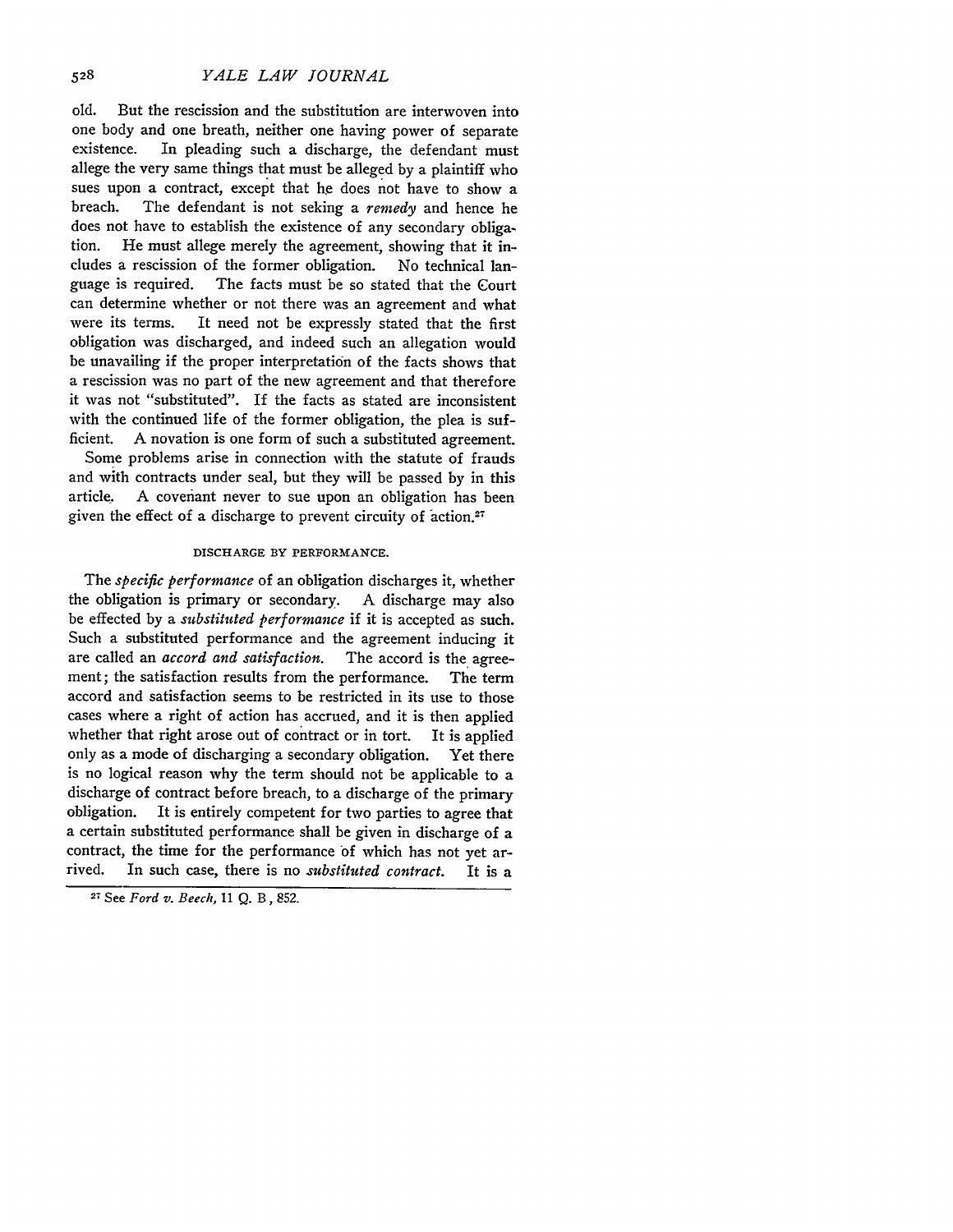old. But the rescission and the substitution are interwoven into one body and one breath, neither one having power of separate existence. In pleading such a discharge, the defendant must allege the very same things that must be alleged by a plaintiff who sues upon a contract, except that he does not have to show a breach. The defendant is not seking a *remedy* and hence he does not have to establish the existence of any secondary obligation. He must allege merely the agreement, showing that it includes a rescission of the former obligation. No technical language is required. The facts must be so stated that the Court can determine whether or not there was an agreement and what were its terms. It need not be expressly stated that the first obligation was discharged, and indeed such an allegation would be unavailing if the proper interpretation of the facts shows that a rescission was no part of the new agreement and that therefore it was not "substituted". If the facts as stated are inconsistent with the continued life of the former obligation, the plea is sufficient. A novation is one form of such a substituted agreement.

Some problems arise in connection with the statute of frauds and with contracts under seal, but they will be passed by in this article. A covenant never to sue upon an obligation has been given the effect of a discharge to prevent circuity of action.[27]

## DISCHARGE BY PERFORMANCE.

The *specific performance* of an obligation discharges it, whether the obligation is primary or secondary. A discharge may also be effected by a *substituted performance* if it is accepted as such. Such a substituted performance and the agreement inducing it are called an *accord and satisfaction.* The accord is the agreement; the satisfaction results from the performance. The term accord and satisfaction seems to be restricted in its use to those cases where a right of action has accrued, and it is then applied whether that right arose out of contract or in tort. It is applied only as a mode of discharging a secondary obligation. Yet there is no logical reason why the term should not be applicable to a discharge of contract before breach, to a discharge of the primary obligation. It is entirely competent for two parties to agree that a certain substituted performance shall be given in discharge of a contract, the time for the performance of which has not yet arrived. In such case, there is no *substituted contract.* It is a

[27] See *Ford v. Beech,* 11 Q. B, 852.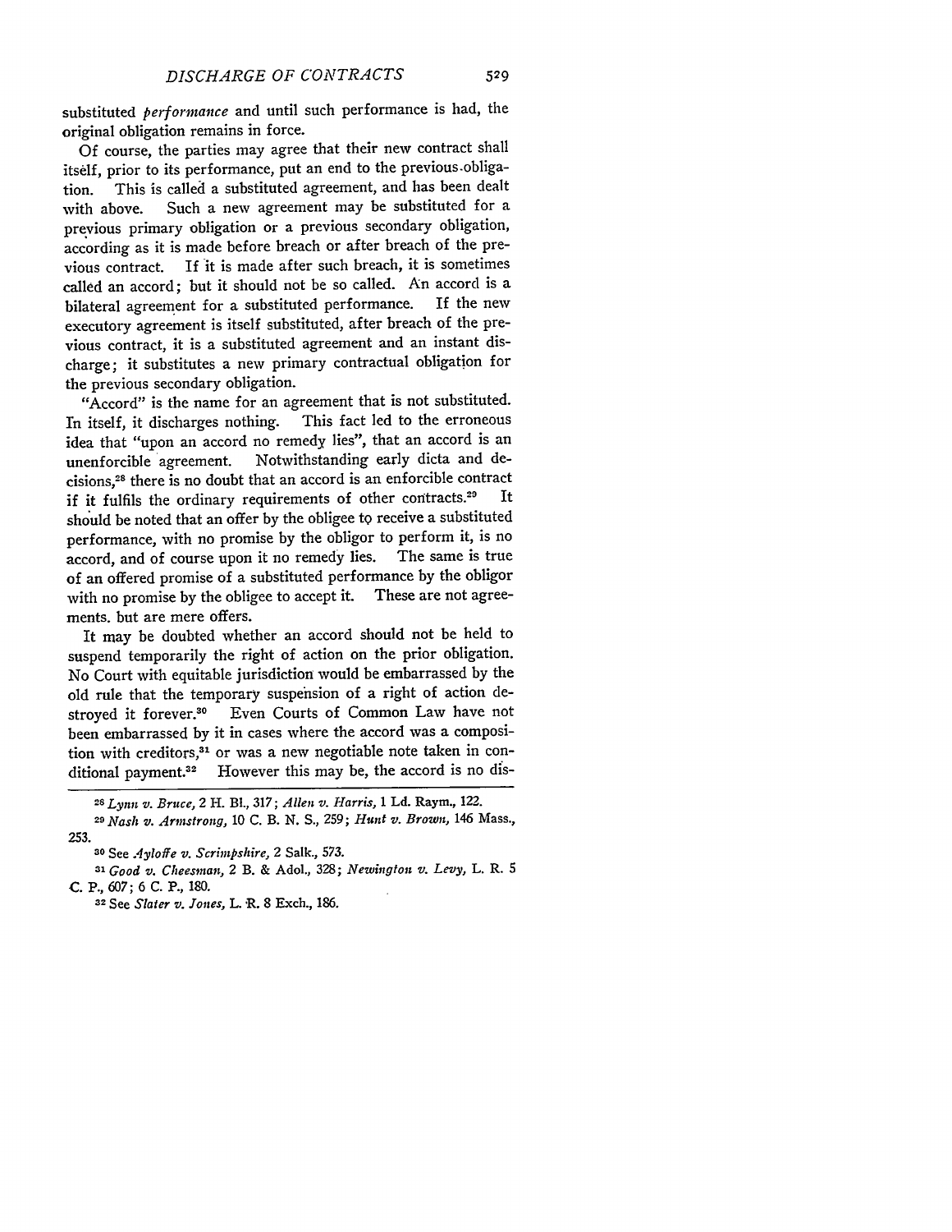substituted *performance* and until such performance is had, the original obligation remains in force.

Of course, the parties may agree that their new contract shall itself, prior to its performance, put an end to the previous obligation. This is called a substituted agreement, and has been dealt with above. Such a new agreement may be substituted for a previous primary obligation or a previous secondary obligation, according as it is made before breach or after breach of the previous contract. If it is made after such breach, it is sometimes called an accord; but it should not be so called. An accord is a bilateral agreement for a substituted performance. If the new executory agreement is itself substituted, after breach of the previous contract, it is a substituted agreement and an instant discharge; it substitutes a new primary contractual obligation for the previous secondary obligation.

"Accord" is the name for an agreement that is not substituted. In itself, it discharges nothing. This fact led to the erroneous idea that "upon an accord no remedy lies", that an accord is an unenforcible agreement. Notwithstanding early dicta and decisions,[28] there is no doubt that an accord is an enforcible contract if it fulfils the ordinary requirements of other contracts.[29] It should be noted that an offer by the obligee to receive a substituted performance, with no promise by the obligor to perform it, is no accord, and of course upon it no remedy lies. The same is true of an offered promise of a substituted performance by the obligor with no promise by the obligee to accept it. These are not agreements. but are mere offers.

It may be doubted whether an accord should not be held to suspend temporarily the right of action on the prior obligation. No Court with equitable jurisdiction would be embarrassed by the old rule that the temporary suspension of a right of action destroyed it forever.[30] Even Courts of Common Law have not been embarrassed by it in cases where the accord was a composition with creditors,[31] or was a new negotiable note taken in conditional payment.[32] However this may be, the accord is no dis-

---

[28] *Lynn v. Bruce,* 2 H. Bl., 317; *Allen v. Harris,* 1 Ld. Raym., 122.

[29] *Nash v. Armstrong,* 10 C. B. N. S., 259; *Hunt v. Brown,* 146 Mass., 253.

[30] See *Ayloffe v. Scrimpshire,* 2 Salk., 573.

[31] *Good v. Cheesman,* 2 B. & Adol., 328; *Newington v. Levy,* L. R. 5 C. P., 607; 6 C. P., 180.

[32] See *Slater v. Jones,* L. R. 8 Exch., 186.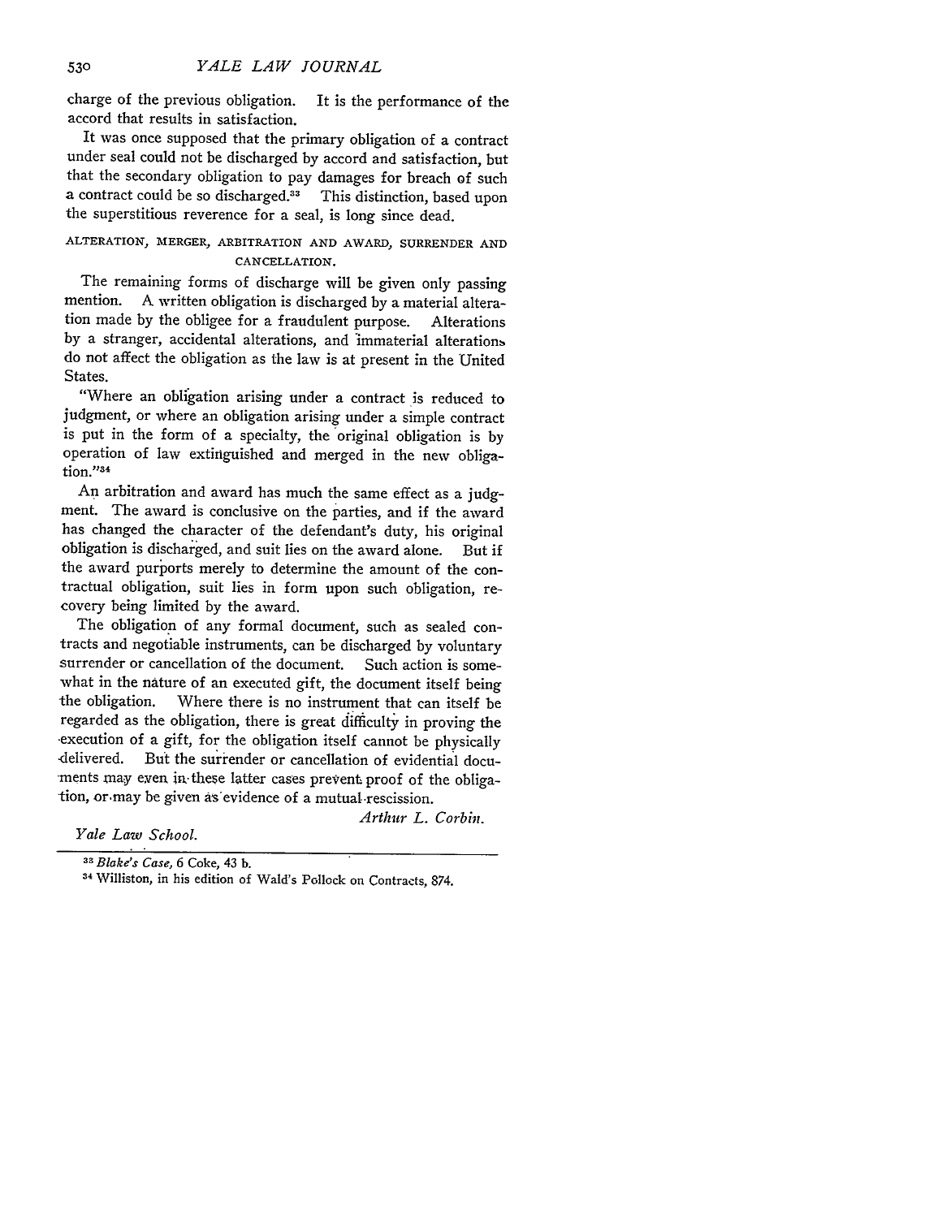charge of the previous obligation. It is the performance of the accord that results in satisfaction.

It was once supposed that the primary obligation of a contract under seal could not be discharged by accord and satisfaction, but that the secondary obligation to pay damages for breach of such a contract could be so discharged.[33] This distinction, based upon the superstitious reverence for a seal, is long since dead.

### ALTERATION, MERGER, ARBITRATION AND AWARD, SURRENDER AND CANCELLATION.

The remaining forms of discharge will be given only passing mention. A written obligation is discharged by a material alteration made by the obligee for a fraudulent purpose. Alterations by a stranger, accidental alterations, and immaterial alterations do not affect the obligation as the law is at present in the United States.

"Where an obligation arising under a contract is reduced to judgment, or where an obligation arising under a simple contract is put in the form of a specialty, the original obligation is by operation of law extinguished and merged in the new obligation."[34]

An arbitration and award has much the same effect as a judgment. The award is conclusive on the parties, and if the award has changed the character of the defendant's duty, his original obligation is discharged, and suit lies on the award alone. But if the award purports merely to determine the amount of the contractual obligation, suit lies in form upon such obligation, recovery being limited by the award.

The obligation of any formal document, such as sealed contracts and negotiable instruments, can be discharged by voluntary surrender or cancellation of the document. Such action is somewhat in the nature of an executed gift, the document itself being the obligation. Where there is no instrument that can itself be regarded as the obligation, there is great difficulty in proving the execution of a gift, for the obligation itself cannot be physically delivered. But the surrender or cancellation of evidential documents may even in these latter cases prevent proof of the obligation, or may be given as evidence of a mutual rescission.

*Arthur L. Corbin.*

*Yale Law School.*

---

[33] *Blake's Case*, 6 Coke, 43 b.

[34] Williston, in his edition of Wald's Pollock on Contracts, 874.